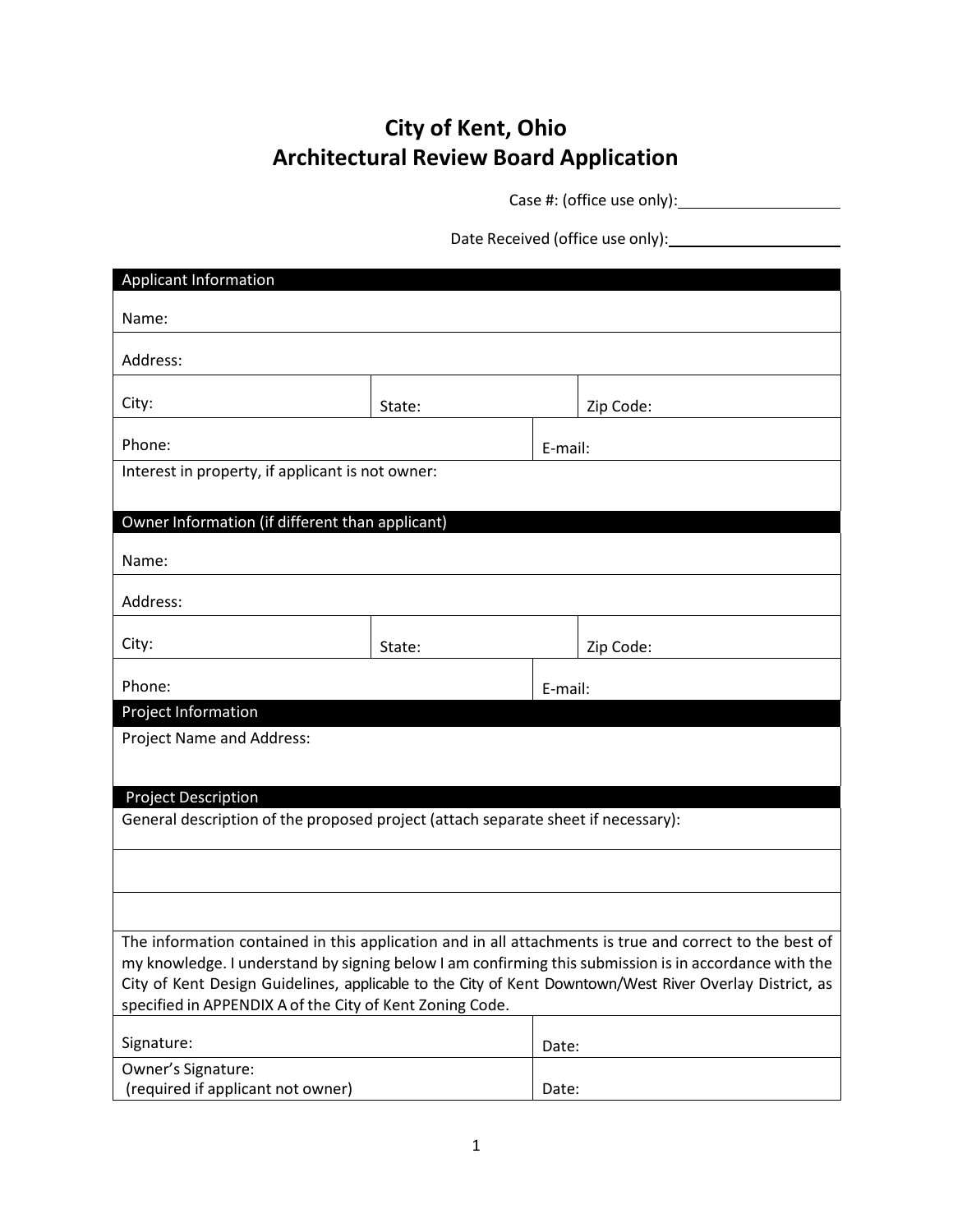# City of Kent, Ohio
# Architectural Review Board Application

Case #: (office use only): ____________________

Date Received (office use only): ____________________

| Applicant Information | | |
|---|---|---|
| Name: | | |
| Address: | | |
| City: | State: | Zip Code: |
| Phone: | E-mail: | |
| Interest in property, if applicant is not owner: | | |

| Owner Information (if different than applicant) | | |
|---|---|---|
| Name: | | |
| Address: | | |
| City: | State: | Zip Code: |
| Phone: | E-mail: | |

| Project Information |
|---|
| Project Name and Address: |

| Project Description |
|---|
| General description of the proposed project (attach separate sheet if necessary): |
| |
| |

The information contained in this application and in all attachments is true and correct to the best of my knowledge. I understand by signing below I am confirming this submission is in accordance with the City of Kent Design Guidelines, applicable to the City of Kent Downtown/West River Overlay District, as specified in APPENDIX A of the City of Kent Zoning Code.

| | |
|---|---|
| Signature: | Date: |
| Owner's Signature: (required if applicant not owner) | Date: |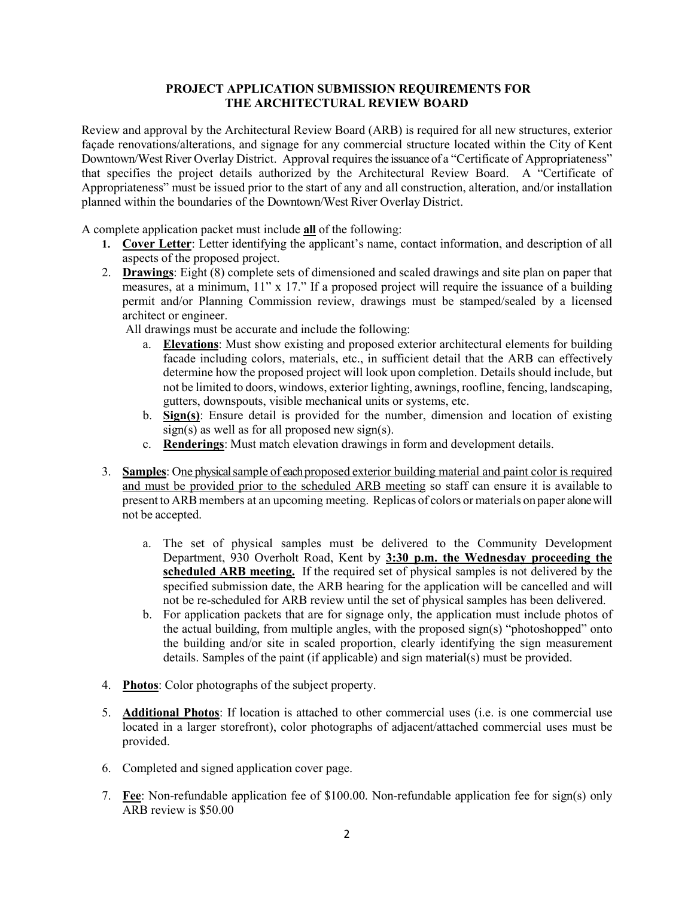## PROJECT APPLICATION SUBMISSION REQUIREMENTS FOR THE ARCHITECTURAL REVIEW BOARD

Review and approval by the Architectural Review Board (ARB) is required for all new structures, exterior façade renovations/alterations, and signage for any commercial structure located within the City of Kent Downtown/West River Overlay District. Approval requires the issuance of a "Certificate of Appropriateness" that specifies the project details authorized by the Architectural Review Board. A "Certificate of Appropriateness" must be issued prior to the start of any and all construction, alteration, and/or installation planned within the boundaries of the Downtown/West River Overlay District.

A complete application packet must include **all** of the following:

1. **Cover Letter**: Letter identifying the applicant's name, contact information, and description of all aspects of the proposed project.
2. **Drawings**: Eight (8) complete sets of dimensioned and scaled drawings and site plan on paper that measures, at a minimum, 11" x 17." If a proposed project will require the issuance of a building permit and/or Planning Commission review, drawings must be stamped/sealed by a licensed architect or engineer.

   All drawings must be accurate and include the following:

   a. **Elevations**: Must show existing and proposed exterior architectural elements for building facade including colors, materials, etc., in sufficient detail that the ARB can effectively determine how the proposed project will look upon completion. Details should include, but not be limited to doors, windows, exterior lighting, awnings, roofline, fencing, landscaping, gutters, downspouts, visible mechanical units or systems, etc.

   b. **Sign(s)**: Ensure detail is provided for the number, dimension and location of existing sign(s) as well as for all proposed new sign(s).

   c. **Renderings**: Must match elevation drawings in form and development details.

3. **Samples**: One physical sample of each proposed exterior building material and paint color is required and must be provided prior to the scheduled ARB meeting so staff can ensure it is available to present to ARB members at an upcoming meeting. Replicas of colors or materials on paper alone will not be accepted.

   a. The set of physical samples must be delivered to the Community Development Department, 930 Overholt Road, Kent by **3:30 p.m. the Wednesday proceeding the scheduled ARB meeting.** If the required set of physical samples is not delivered by the specified submission date, the ARB hearing for the application will be cancelled and will not be re-scheduled for ARB review until the set of physical samples has been delivered.

   b. For application packets that are for signage only, the application must include photos of the actual building, from multiple angles, with the proposed sign(s) "photoshopped" onto the building and/or site in scaled proportion, clearly identifying the sign measurement details. Samples of the paint (if applicable) and sign material(s) must be provided.

4. **Photos**: Color photographs of the subject property.

5. **Additional Photos**: If location is attached to other commercial uses (i.e. is one commercial use located in a larger storefront), color photographs of adjacent/attached commercial uses must be provided.

6. Completed and signed application cover page.

7. **Fee**: Non-refundable application fee of $100.00. Non-refundable application fee for sign(s) only ARB review is $50.00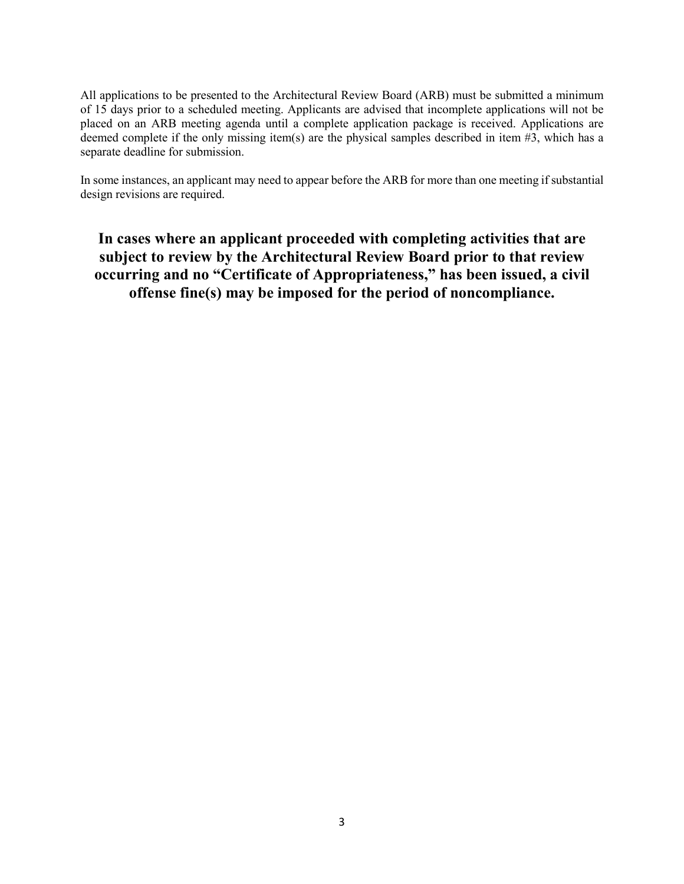All applications to be presented to the Architectural Review Board (ARB) must be submitted a minimum of 15 days prior to a scheduled meeting. Applicants are advised that incomplete applications will not be placed on an ARB meeting agenda until a complete application package is received. Applications are deemed complete if the only missing item(s) are the physical samples described in item #3, which has a separate deadline for submission.

In some instances, an applicant may need to appear before the ARB for more than one meeting if substantial design revisions are required.

**In cases where an applicant proceeded with completing activities that are subject to review by the Architectural Review Board prior to that review occurring and no "Certificate of Appropriateness," has been issued, a civil offense fine(s) may be imposed for the period of noncompliance.**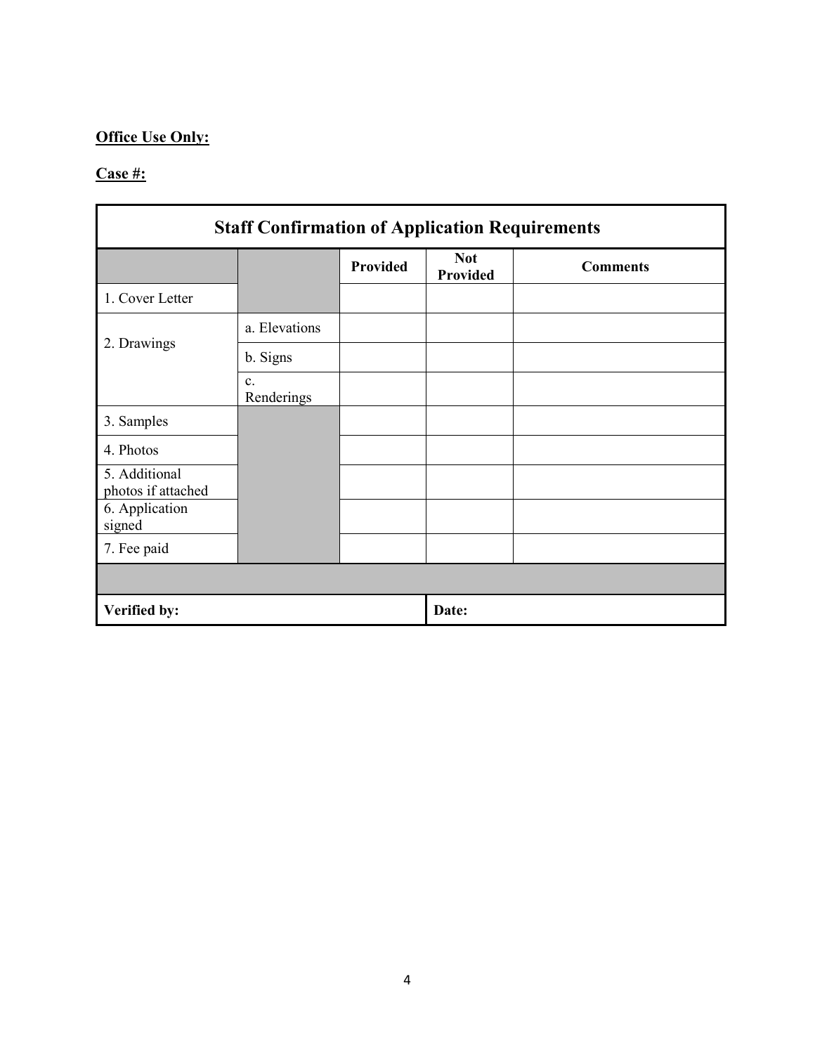**Office Use Only:**

**Case #:**

| Staff Confirmation of Application Requirements | | | | |
|---|---|---|---|---|
| | | **Provided** | **Not Provided** | **Comments** |
| 1. Cover Letter | | | | |
| 2. Drawings | a. Elevations | | | |
| | b. Signs | | | |
| | c. Renderings | | | |
| 3. Samples | | | | |
| 4. Photos | | | | |
| 5. Additional photos if attached | | | | |
| 6. Application signed | | | | |
| 7. Fee paid | | | | |
| | | | | |
| **Verified by:** | | | **Date:** | |